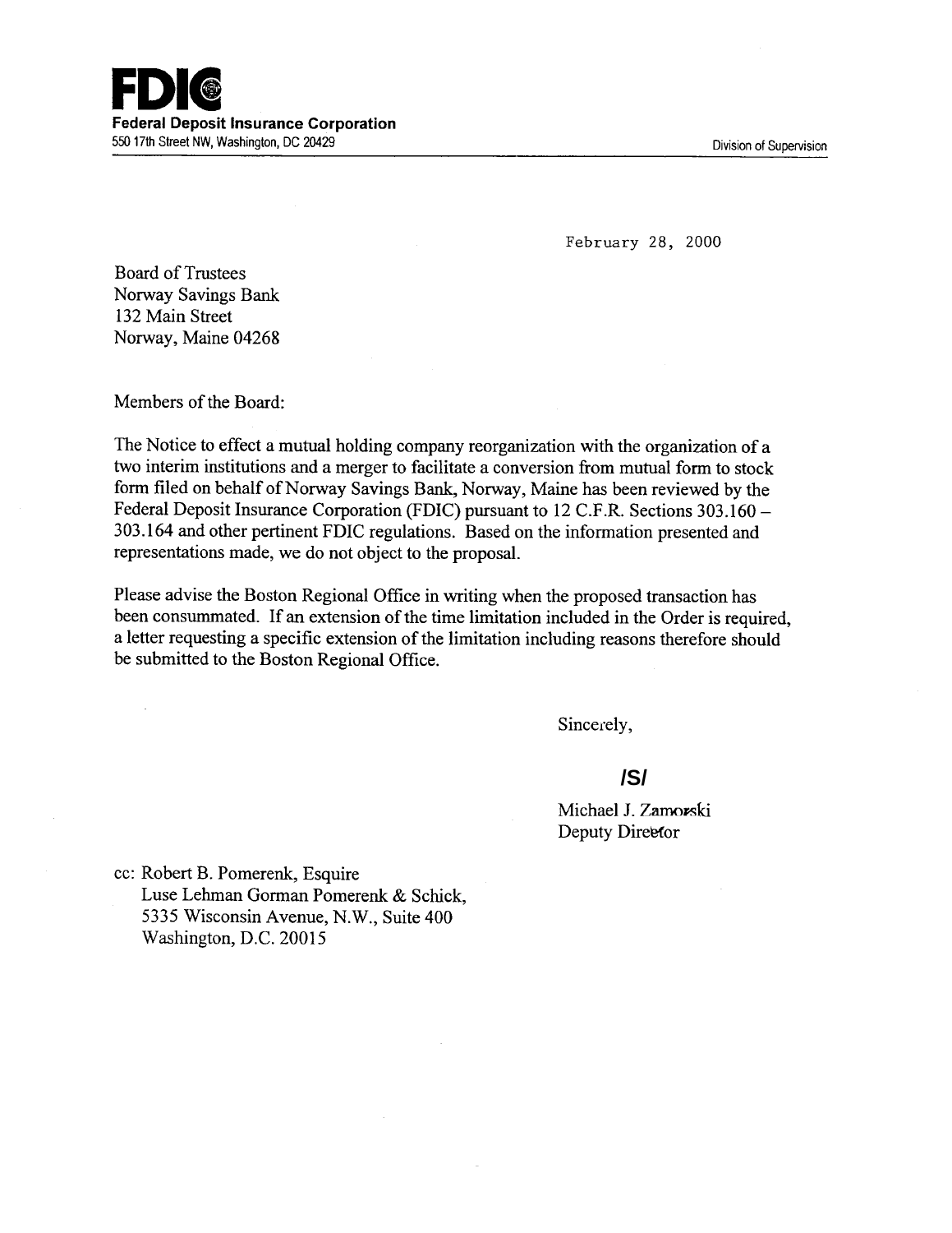**FDIC**
**Federal Deposit Insurance Corporation**
550 17th Street NW, Washington, DC 20429

Division of Supervision

February 28, 2000

Board of Trustees
Norway Savings Bank
132 Main Street
Norway, Maine 04268

Members of the Board:

The Notice to effect a mutual holding company reorganization with the organization of a two interim institutions and a merger to facilitate a conversion from mutual form to stock form filed on behalf of Norway Savings Bank, Norway, Maine has been reviewed by the Federal Deposit Insurance Corporation (FDIC) pursuant to 12 C.F.R. Sections 303.160 – 303.164 and other pertinent FDIC regulations. Based on the information presented and representations made, we do not object to the proposal.

Please advise the Boston Regional Office in writing when the proposed transaction has been consummated. If an extension of the time limitation included in the Order is required, a letter requesting a specific extension of the limitation including reasons therefore should be submitted to the Boston Regional Office.

Sincerely,

**/S/**

Michael J. Zamorski
Deputy Director

cc: Robert B. Pomerenk, Esquire
Luse Lehman Gorman Pomerenk & Schick,
5335 Wisconsin Avenue, N.W., Suite 400
Washington, D.C. 20015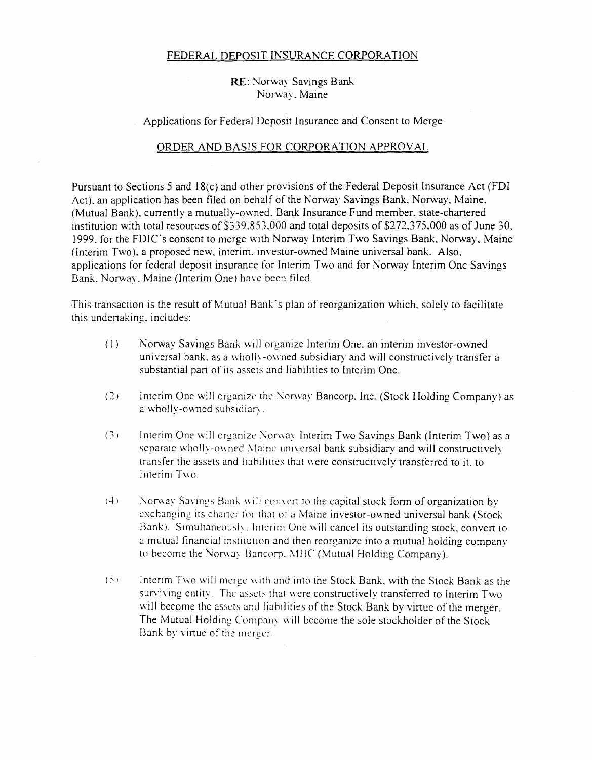FEDERAL DEPOSIT INSURANCE CORPORATION

**RE**: Norway Savings Bank
Norway, Maine

Applications for Federal Deposit Insurance and Consent to Merge

ORDER AND BASIS FOR CORPORATION APPROVAL

Pursuant to Sections 5 and 18(c) and other provisions of the Federal Deposit Insurance Act (FDI Act), an application has been filed on behalf of the Norway Savings Bank, Norway, Maine, (Mutual Bank), currently a mutually-owned, Bank Insurance Fund member, state-chartered institution with total resources of $339,853,000 and total deposits of $272,375,000 as of June 30, 1999, for the FDIC's consent to merge with Norway Interim Two Savings Bank, Norway, Maine (Interim Two), a proposed new, interim, investor-owned Maine universal bank. Also, applications for federal deposit insurance for Interim Two and for Norway Interim One Savings Bank, Norway, Maine (Interim One) have been filed.

This transaction is the result of Mutual Bank's plan of reorganization which, solely to facilitate this undertaking, includes:

(1) Norway Savings Bank will organize Interim One, an interim investor-owned universal bank, as a wholly-owned subsidiary and will constructively transfer a substantial part of its assets and liabilities to Interim One.

(2) Interim One will organize the Norway Bancorp, Inc. (Stock Holding Company) as a wholly-owned subsidiary.

(3) Interim One will organize Norway Interim Two Savings Bank (Interim Two) as a separate wholly-owned Maine universal bank subsidiary and will constructively transfer the assets and liabilities that were constructively transferred to it, to Interim Two.

(4) Norway Savings Bank will convert to the capital stock form of organization by exchanging its charter for that of a Maine investor-owned universal bank (Stock Bank). Simultaneously, Interim One will cancel its outstanding stock, convert to a mutual financial institution and then reorganize into a mutual holding company to become the Norway Bancorp, MHC (Mutual Holding Company).

(5) Interim Two will merge with and into the Stock Bank, with the Stock Bank as the surviving entity. The assets that were constructively transferred to Interim Two will become the assets and liabilities of the Stock Bank by virtue of the merger. The Mutual Holding Company will become the sole stockholder of the Stock Bank by virtue of the merger.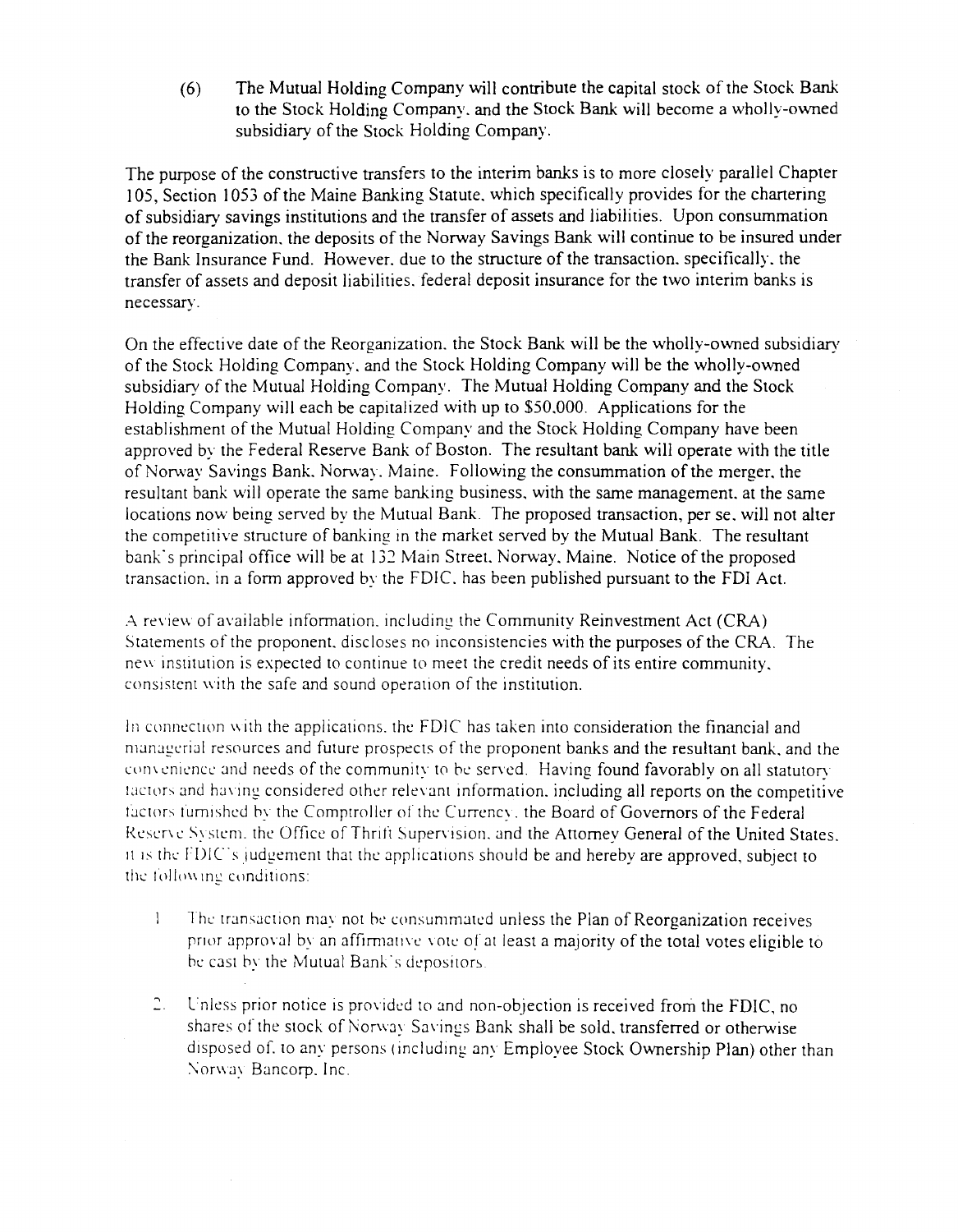(6) The Mutual Holding Company will contribute the capital stock of the Stock Bank to the Stock Holding Company, and the Stock Bank will become a wholly-owned subsidiary of the Stock Holding Company.

The purpose of the constructive transfers to the interim banks is to more closely parallel Chapter 105, Section 1053 of the Maine Banking Statute, which specifically provides for the chartering of subsidiary savings institutions and the transfer of assets and liabilities. Upon consummation of the reorganization, the deposits of the Norway Savings Bank will continue to be insured under the Bank Insurance Fund. However, due to the structure of the transaction, specifically, the transfer of assets and deposit liabilities, federal deposit insurance for the two interim banks is necessary.

On the effective date of the Reorganization, the Stock Bank will be the wholly-owned subsidiary of the Stock Holding Company, and the Stock Holding Company will be the wholly-owned subsidiary of the Mutual Holding Company. The Mutual Holding Company and the Stock Holding Company will each be capitalized with up to $50,000. Applications for the establishment of the Mutual Holding Company and the Stock Holding Company have been approved by the Federal Reserve Bank of Boston. The resultant bank will operate with the title of Norway Savings Bank, Norway, Maine. Following the consummation of the merger, the resultant bank will operate the same banking business, with the same management, at the same locations now being served by the Mutual Bank. The proposed transaction, per se, will not alter the competitive structure of banking in the market served by the Mutual Bank. The resultant bank's principal office will be at 132 Main Street, Norway, Maine. Notice of the proposed transaction, in a form approved by the FDIC, has been published pursuant to the FDI Act.

A review of available information, including the Community Reinvestment Act (CRA) Statements of the proponent, discloses no inconsistencies with the purposes of the CRA. The new institution is expected to continue to meet the credit needs of its entire community, consistent with the safe and sound operation of the institution.

In connection with the applications, the FDIC has taken into consideration the financial and managerial resources and future prospects of the proponent banks and the resultant bank, and the convenience and needs of the community to be served. Having found favorably on all statutory factors and having considered other relevant information, including all reports on the competitive factors furnished by the Comptroller of the Currency, the Board of Governors of the Federal Reserve System, the Office of Thrift Supervision, and the Attorney General of the United States, it is the FDIC's judgement that the applications should be and hereby are approved, subject to the following conditions:

1. The transaction may not be consummated unless the Plan of Reorganization receives prior approval by an affirmative vote of at least a majority of the total votes eligible to be cast by the Mutual Bank's depositors.

2. Unless prior notice is provided to and non-objection is received from the FDIC, no shares of the stock of Norway Savings Bank shall be sold, transferred or otherwise disposed of, to any persons (including any Employee Stock Ownership Plan) other than Norway Bancorp, Inc.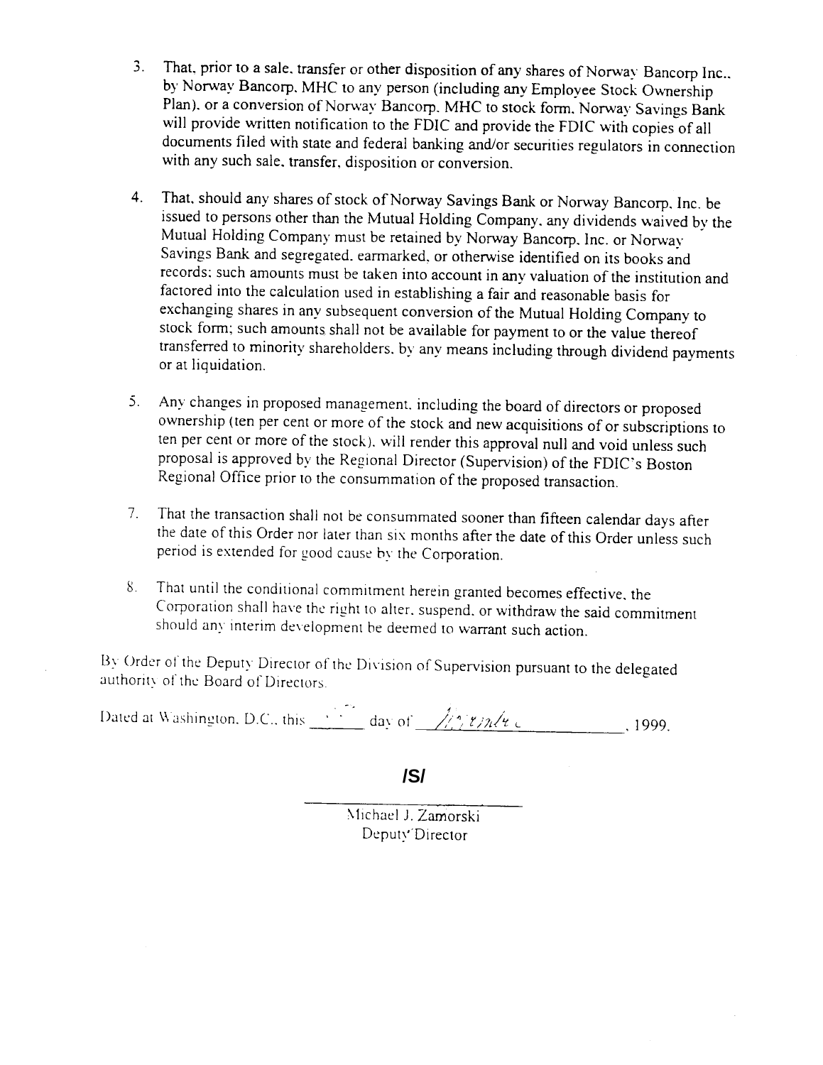3. That, prior to a sale, transfer or other disposition of any shares of Norway Bancorp Inc., by Norway Bancorp, MHC to any person (including any Employee Stock Ownership Plan), or a conversion of Norway Bancorp, MHC to stock form, Norway Savings Bank will provide written notification to the FDIC and provide the FDIC with copies of all documents filed with state and federal banking and/or securities regulators in connection with any such sale, transfer, disposition or conversion.

4. That, should any shares of stock of Norway Savings Bank or Norway Bancorp, Inc. be issued to persons other than the Mutual Holding Company, any dividends waived by the Mutual Holding Company must be retained by Norway Bancorp, Inc. or Norway Savings Bank and segregated, earmarked, or otherwise identified on its books and records; such amounts must be taken into account in any valuation of the institution and factored into the calculation used in establishing a fair and reasonable basis for exchanging shares in any subsequent conversion of the Mutual Holding Company to stock form; such amounts shall not be available for payment to or the value thereof transferred to minority shareholders, by any means including through dividend payments or at liquidation.

5. Any changes in proposed management, including the board of directors or proposed ownership (ten per cent or more of the stock and new acquisitions of or subscriptions to ten per cent or more of the stock), will render this approval null and void unless such proposal is approved by the Regional Director (Supervision) of the FDIC's Boston Regional Office prior to the consummation of the proposed transaction.

7. That the transaction shall not be consummated sooner than fifteen calendar days after the date of this Order nor later than six months after the date of this Order unless such period is extended for good cause by the Corporation.

8. That until the conditional commitment herein granted becomes effective, the Corporation shall have the right to alter, suspend, or withdraw the said commitment should any interim development be deemed to warrant such action.

By Order of the Deputy Director of the Division of Supervision pursuant to the delegated authority of the Board of Directors.

Dated at Washington, D.C., this ____ day of March, 1999.

/S/

Michael J. Zamorski
Deputy Director